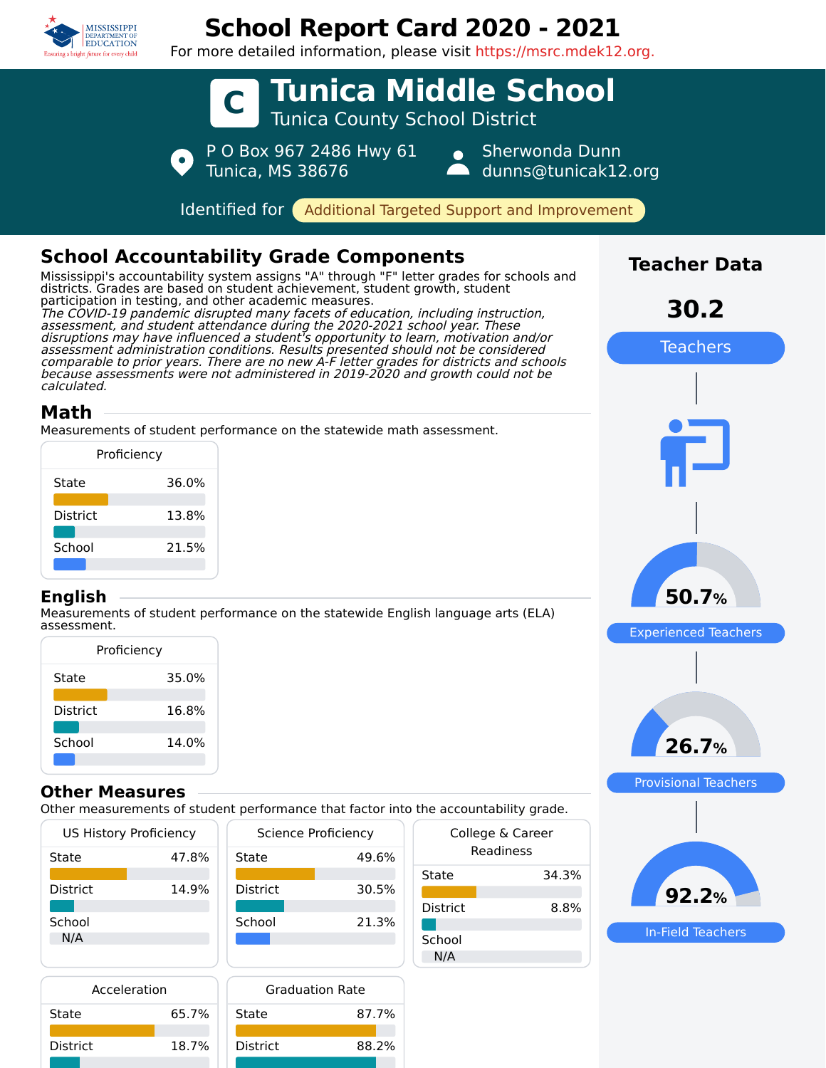# School Report Card 2020 - 2021

For more detailed information, please visit https://msrc.mdek12.org.

# C Tunica Middle School

Tunica County School District

P O Box 967 2486 Hwy 61
Tunica, MS 38676

Sherwonda Dunn
dunns@tunicak12.org

Identified for **Additional Targeted Support and Improvement**

## School Accountability Grade Components

Mississippi's accountability system assigns "A" through "F" letter grades for schools and districts. Grades are based on student achievement, student growth, student participation in testing, and other academic measures.

*The COVID-19 pandemic disrupted many facets of education, including instruction, assessment, and student attendance during the 2020-2021 school year. These disruptions may have influenced a student's opportunity to learn, motivation and/or assessment administration conditions. Results presented should not be considered comparable to prior years. There are no new A-F letter grades for districts and schools because assessments were not administered in 2019-2020 and growth could not be calculated.*

### Math

Measurements of student performance on the statewide math assessment.

| Proficiency | |
|---|---|
| State | 36.0% |
| District | 13.8% |
| School | 21.5% |

### English

Measurements of student performance on the statewide English language arts (ELA) assessment.

| Proficiency | |
|---|---|
| State | 35.0% |
| District | 16.8% |
| School | 14.0% |

### Other Measures

Other measurements of student performance that factor into the accountability grade.

| US History Proficiency | |
|---|---|
| State | 47.8% |
| District | 14.9% |
| School | N/A |

| Science Proficiency | |
|---|---|
| State | 49.6% |
| District | 30.5% |
| School | 21.3% |

| College & Career Readiness | |
|---|---|
| State | 34.3% |
| District | 8.8% |
| School | N/A |

| Acceleration | |
|---|---|
| State | 65.7% |
| District | 18.7% |

| Graduation Rate | |
|---|---|
| State | 87.7% |
| District | 88.2% |

## Teacher Data

**30.2** Teachers

**50.7%** Experienced Teachers

**26.7%** Provisional Teachers

**92.2%** In-Field Teachers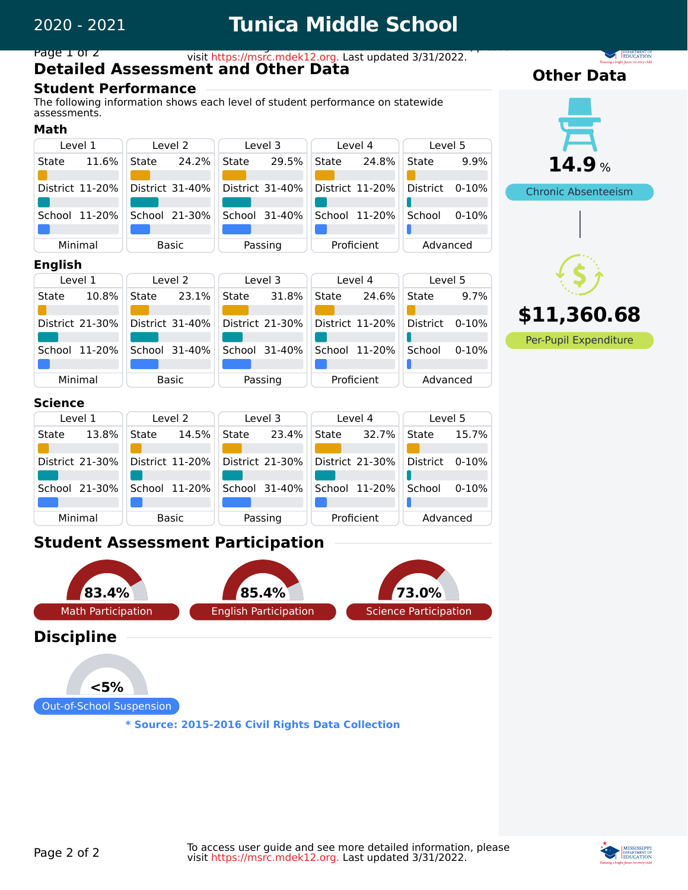# Tunica Middle School

2020 - 2021

## Detailed Assessment and Other Data

### Student Performance

The following information shows each level of student performance on statewide assessments.

#### Math

| | Level 1 | Level 2 | Level 3 | Level 4 | Level 5 |
|---|---|---|---|---|---|
| State | 11.6% | 24.2% | 29.5% | 24.8% | 9.9% |
| District | 11-20% | 31-40% | 31-40% | 11-20% | 0-10% |
| School | 11-20% | 21-30% | 31-40% | 11-20% | 0-10% |
| | Minimal | Basic | Passing | Proficient | Advanced |

#### English

| | Level 1 | Level 2 | Level 3 | Level 4 | Level 5 |
|---|---|---|---|---|---|
| State | 10.8% | 23.1% | 31.8% | 24.6% | 9.7% |
| District | 21-30% | 31-40% | 21-30% | 11-20% | 0-10% |
| School | 11-20% | 31-40% | 31-40% | 11-20% | 0-10% |
| | Minimal | Basic | Passing | Proficient | Advanced |

#### Science

| | Level 1 | Level 2 | Level 3 | Level 4 | Level 5 |
|---|---|---|---|---|---|
| State | 13.8% | 14.5% | 23.4% | 32.7% | 15.7% |
| District | 21-30% | 11-20% | 21-30% | 21-30% | 0-10% |
| School | 21-30% | 11-20% | 31-40% | 11-20% | 0-10% |
| | Minimal | Basic | Passing | Proficient | Advanced |

### Student Assessment Participation

83.4%
Math Participation

85.4%
English Participation

73.0%
Science Participation

### Discipline

<5%
Out-of-School Suspension

**\* Source: 2015-2016 Civil Rights Data Collection**

## Other Data

14.9 %
Chronic Absenteeism

$11,360.68
Per-Pupil Expenditure

To access user guide and see more detailed information, please visit https://msrc.mdek12.org. Last updated 3/31/2022.